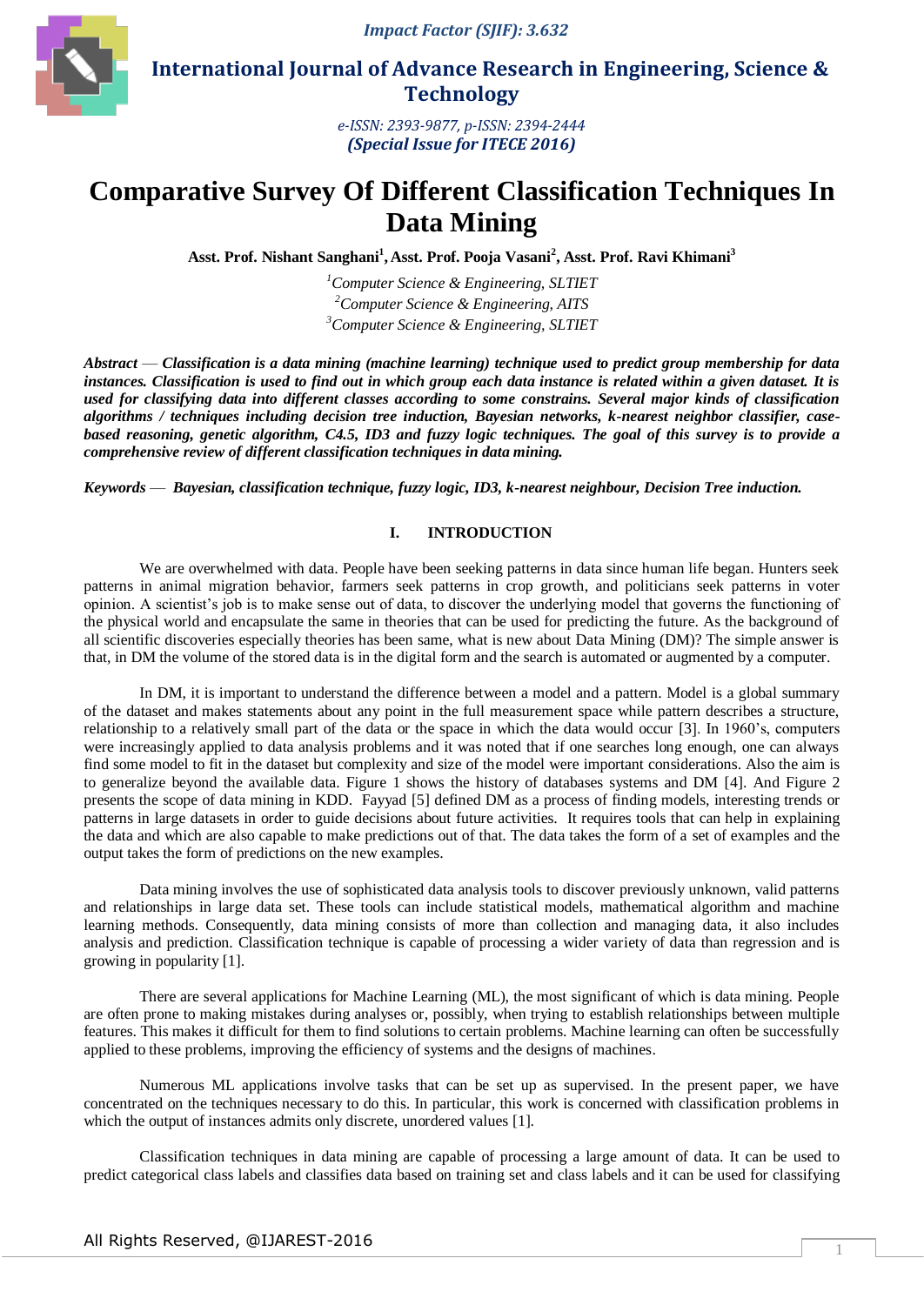# Comparative Survey Of Different Classification Techniques In Data Mining

**Asst. Prof. Nishant Sanghani[1], Asst. Prof. Pooja Vasani[2], Asst. Prof. Ravi Khimani[3]**

[1]*Computer Science & Engineering, SLTIET*
[2]*Computer Science & Engineering, AITS*
[3]*Computer Science & Engineering, SLTIET*

***Abstract** — Classification is a data mining (machine learning) technique used to predict group membership for data instances. Classification is used to find out in which group each data instance is related within a given dataset. It is used for classifying data into different classes according to some constrains. Several major kinds of classification algorithms / techniques including decision tree induction, Bayesian networks, k-nearest neighbor classifier, case-based reasoning, genetic algorithm, C4.5, ID3 and fuzzy logic techniques. The goal of this survey is to provide a comprehensive review of different classification techniques in data mining.*

***Keywords** — Bayesian, classification technique, fuzzy logic, ID3, k-nearest neighbour, Decision Tree induction.*

## I. INTRODUCTION

We are overwhelmed with data. People have been seeking patterns in data since human life began. Hunters seek patterns in animal migration behavior, farmers seek patterns in crop growth, and politicians seek patterns in voter opinion. A scientist's job is to make sense out of data, to discover the underlying model that governs the functioning of the physical world and encapsulate the same in theories that can be used for predicting the future. As the background of all scientific discoveries especially theories has been same, what is new about Data Mining (DM)? The simple answer is that, in DM the volume of the stored data is in the digital form and the search is automated or augmented by a computer.

In DM, it is important to understand the difference between a model and a pattern. Model is a global summary of the dataset and makes statements about any point in the full measurement space while pattern describes a structure, relationship to a relatively small part of the data or the space in which the data would occur [3]. In 1960's, computers were increasingly applied to data analysis problems and it was noted that if one searches long enough, one can always find some model to fit in the dataset but complexity and size of the model were important considerations. Also the aim is to generalize beyond the available data. Figure 1 shows the history of databases systems and DM [4]. And Figure 2 presents the scope of data mining in KDD. Fayyad [5] defined DM as a process of finding models, interesting trends or patterns in large datasets in order to guide decisions about future activities. It requires tools that can help in explaining the data and which are also capable to make predictions out of that. The data takes the form of a set of examples and the output takes the form of predictions on the new examples.

Data mining involves the use of sophisticated data analysis tools to discover previously unknown, valid patterns and relationships in large data set. These tools can include statistical models, mathematical algorithm and machine learning methods. Consequently, data mining consists of more than collection and managing data, it also includes analysis and prediction. Classification technique is capable of processing a wider variety of data than regression and is growing in popularity [1].

There are several applications for Machine Learning (ML), the most significant of which is data mining. People are often prone to making mistakes during analyses or, possibly, when trying to establish relationships between multiple features. This makes it difficult for them to find solutions to certain problems. Machine learning can often be successfully applied to these problems, improving the efficiency of systems and the designs of machines.

Numerous ML applications involve tasks that can be set up as supervised. In the present paper, we have concentrated on the techniques necessary to do this. In particular, this work is concerned with classification problems in which the output of instances admits only discrete, unordered values [1].

Classification techniques in data mining are capable of processing a large amount of data. It can be used to predict categorical class labels and classifies data based on training set and class labels and it can be used for classifying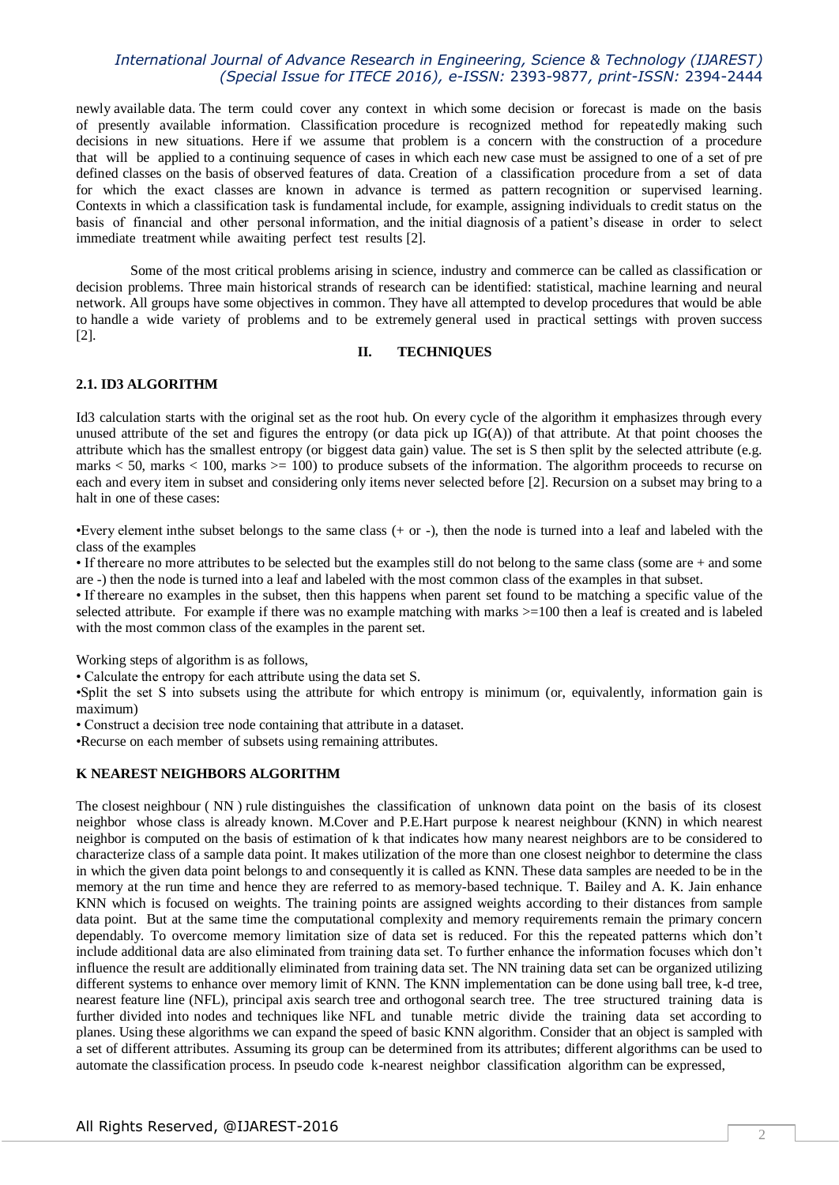newly available data. The term could cover any context in which some decision or forecast is made on the basis of presently available information. Classification procedure is recognized method for repeatedly making such decisions in new situations. Here if we assume that problem is a concern with the construction of a procedure that will be applied to a continuing sequence of cases in which each new case must be assigned to one of a set of pre defined classes on the basis of observed features of data. Creation of a classification procedure from a set of data for which the exact classes are known in advance is termed as pattern recognition or supervised learning. Contexts in which a classification task is fundamental include, for example, assigning individuals to credit status on the basis of financial and other personal information, and the initial diagnosis of a patient's disease in order to select immediate treatment while awaiting perfect test results [2].

Some of the most critical problems arising in science, industry and commerce can be called as classification or decision problems. Three main historical strands of research can be identified: statistical, machine learning and neural network. All groups have some objectives in common. They have all attempted to develop procedures that would be able to handle a wide variety of problems and to be extremely general used in practical settings with proven success [2].

## II. TECHNIQUES

### 2.1. ID3 ALGORITHM

Id3 calculation starts with the original set as the root hub. On every cycle of the algorithm it emphasizes through every unused attribute of the set and figures the entropy (or data pick up IG(A)) of that attribute. At that point chooses the attribute which has the smallest entropy (or biggest data gain) value. The set is S then split by the selected attribute (e.g. marks < 50, marks < 100, marks >= 100) to produce subsets of the information. The algorithm proceeds to recurse on each and every item in subset and considering only items never selected before [2]. Recursion on a subset may bring to a halt in one of these cases:

- Every element inthe subset belongs to the same class (+ or -), then the node is turned into a leaf and labeled with the class of the examples
- If thereare no more attributes to be selected but the examples still do not belong to the same class (some are + and some are -) then the node is turned into a leaf and labeled with the most common class of the examples in that subset.
- If thereare no examples in the subset, then this happens when parent set found to be matching a specific value of the selected attribute. For example if there was no example matching with marks >=100 then a leaf is created and is labeled with the most common class of the examples in the parent set.

Working steps of algorithm is as follows,

- Calculate the entropy for each attribute using the data set S.
- Split the set S into subsets using the attribute for which entropy is minimum (or, equivalently, information gain is maximum)
- Construct a decision tree node containing that attribute in a dataset.
- Recurse on each member of subsets using remaining attributes.

### K NEAREST NEIGHBORS ALGORITHM

The closest neighbour ( NN ) rule distinguishes the classification of unknown data point on the basis of its closest neighbor whose class is already known. M.Cover and P.E.Hart purpose k nearest neighbour (KNN) in which nearest neighbor is computed on the basis of estimation of k that indicates how many nearest neighbors are to be considered to characterize class of a sample data point. It makes utilization of the more than one closest neighbor to determine the class in which the given data point belongs to and consequently it is called as KNN. These data samples are needed to be in the memory at the run time and hence they are referred to as memory-based technique. T. Bailey and A. K. Jain enhance KNN which is focused on weights. The training points are assigned weights according to their distances from sample data point. But at the same time the computational complexity and memory requirements remain the primary concern dependably. To overcome memory limitation size of data set is reduced. For this the repeated patterns which don't include additional data are also eliminated from training data set. To further enhance the information focuses which don't influence the result are additionally eliminated from training data set. The NN training data set can be organized utilizing different systems to enhance over memory limit of KNN. The KNN implementation can be done using ball tree, k-d tree, nearest feature line (NFL), principal axis search tree and orthogonal search tree. The tree structured training data is further divided into nodes and techniques like NFL and tunable metric divide the training data set according to planes. Using these algorithms we can expand the speed of basic KNN algorithm. Consider that an object is sampled with a set of different attributes. Assuming its group can be determined from its attributes; different algorithms can be used to automate the classification process. In pseudo code k-nearest neighbor classification algorithm can be expressed,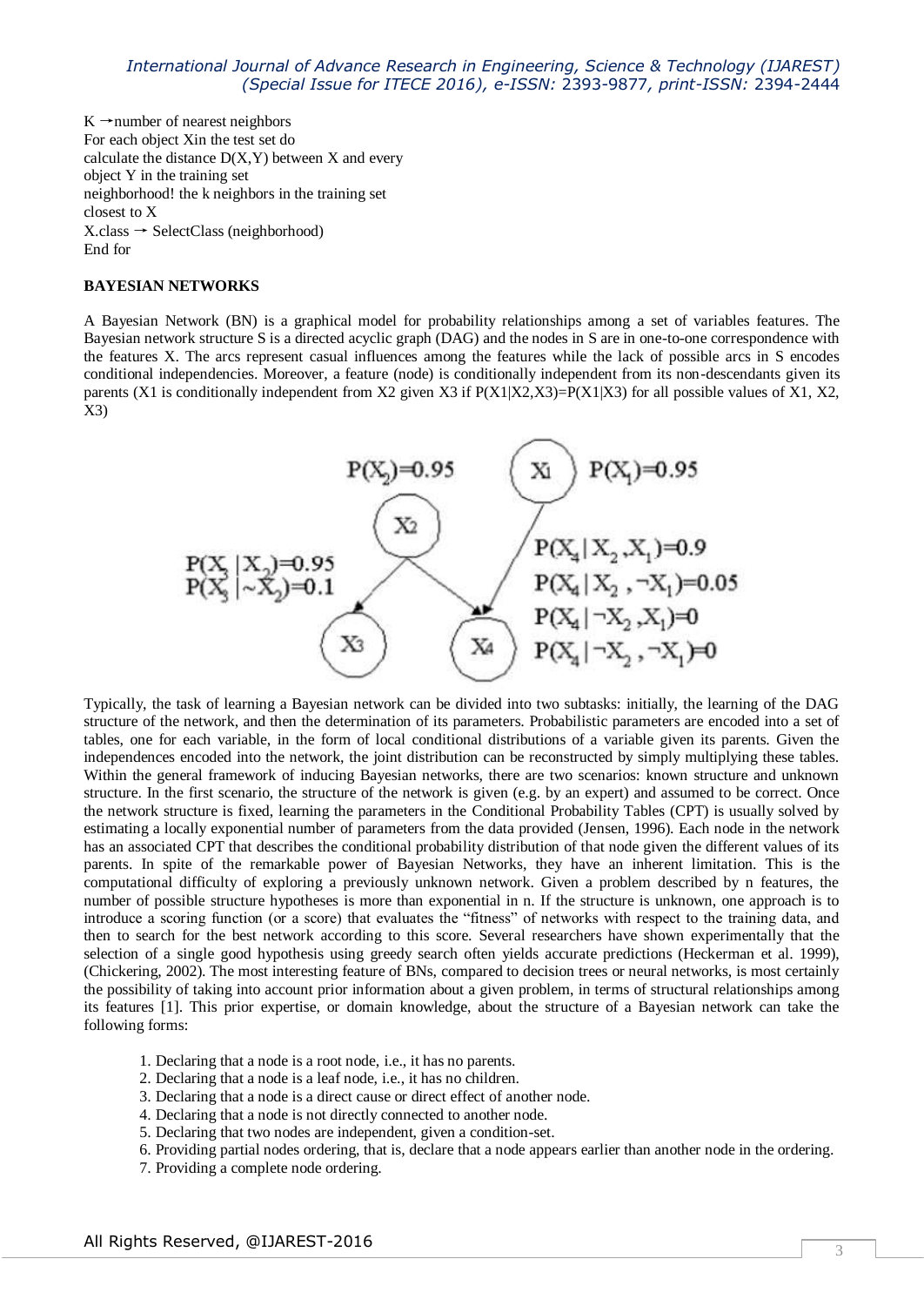K →number of nearest neighbors
For each object Xin the test set do
calculate the distance D(X,Y) between X and every object Y in the training set
neighborhood! the k neighbors in the training set closest to X
X.class → SelectClass (neighborhood)
End for

**BAYESIAN NETWORKS**

A Bayesian Network (BN) is a graphical model for probability relationships among a set of variables features. The Bayesian network structure S is a directed acyclic graph (DAG) and the nodes in S are in one-to-one correspondence with the features X. The arcs represent casual influences among the features while the lack of possible arcs in S encodes conditional independencies. Moreover, a feature (node) is conditionally independent from its non-descendants given its parents (X1 is conditionally independent from X2 given X3 if P(X1|X2,X3)=P(X1|X3) for all possible values of X1, X2, X3)

$P(X_2)=0.95$ $P(X_1)=0.95$

$P(X_3|X_2)=0.95$
$P(X_3|\sim X_2)=0.1$

$P(X_4|X_2,X_1)=0.9$
$P(X_4|X_2,\neg X_1)=0.05$
$P(X_4|\neg X_2,X_1)=0$
$P(X_4|\neg X_2,\neg X_1)=0$

Typically, the task of learning a Bayesian network can be divided into two subtasks: initially, the learning of the DAG structure of the network, and then the determination of its parameters. Probabilistic parameters are encoded into a set of tables, one for each variable, in the form of local conditional distributions of a variable given its parents. Given the independences encoded into the network, the joint distribution can be reconstructed by simply multiplying these tables. Within the general framework of inducing Bayesian networks, there are two scenarios: known structure and unknown structure. In the first scenario, the structure of the network is given (e.g. by an expert) and assumed to be correct. Once the network structure is fixed, learning the parameters in the Conditional Probability Tables (CPT) is usually solved by estimating a locally exponential number of parameters from the data provided (Jensen, 1996). Each node in the network has an associated CPT that describes the conditional probability distribution of that node given the different values of its parents. In spite of the remarkable power of Bayesian Networks, they have an inherent limitation. This is the computational difficulty of exploring a previously unknown network. Given a problem described by n features, the number of possible structure hypotheses is more than exponential in n. If the structure is unknown, one approach is to introduce a scoring function (or a score) that evaluates the "fitness" of networks with respect to the training data, and then to search for the best network according to this score. Several researchers have shown experimentally that the selection of a single good hypothesis using greedy search often yields accurate predictions (Heckerman et al. 1999), (Chickering, 2002). The most interesting feature of BNs, compared to decision trees or neural networks, is most certainly the possibility of taking into account prior information about a given problem, in terms of structural relationships among its features [1]. This prior expertise, or domain knowledge, about the structure of a Bayesian network can take the following forms:

1. Declaring that a node is a root node, i.e., it has no parents.
2. Declaring that a node is a leaf node, i.e., it has no children.
3. Declaring that a node is a direct cause or direct effect of another node.
4. Declaring that a node is not directly connected to another node.
5. Declaring that two nodes are independent, given a condition-set.
6. Providing partial nodes ordering, that is, declare that a node appears earlier than another node in the ordering.
7. Providing a complete node ordering.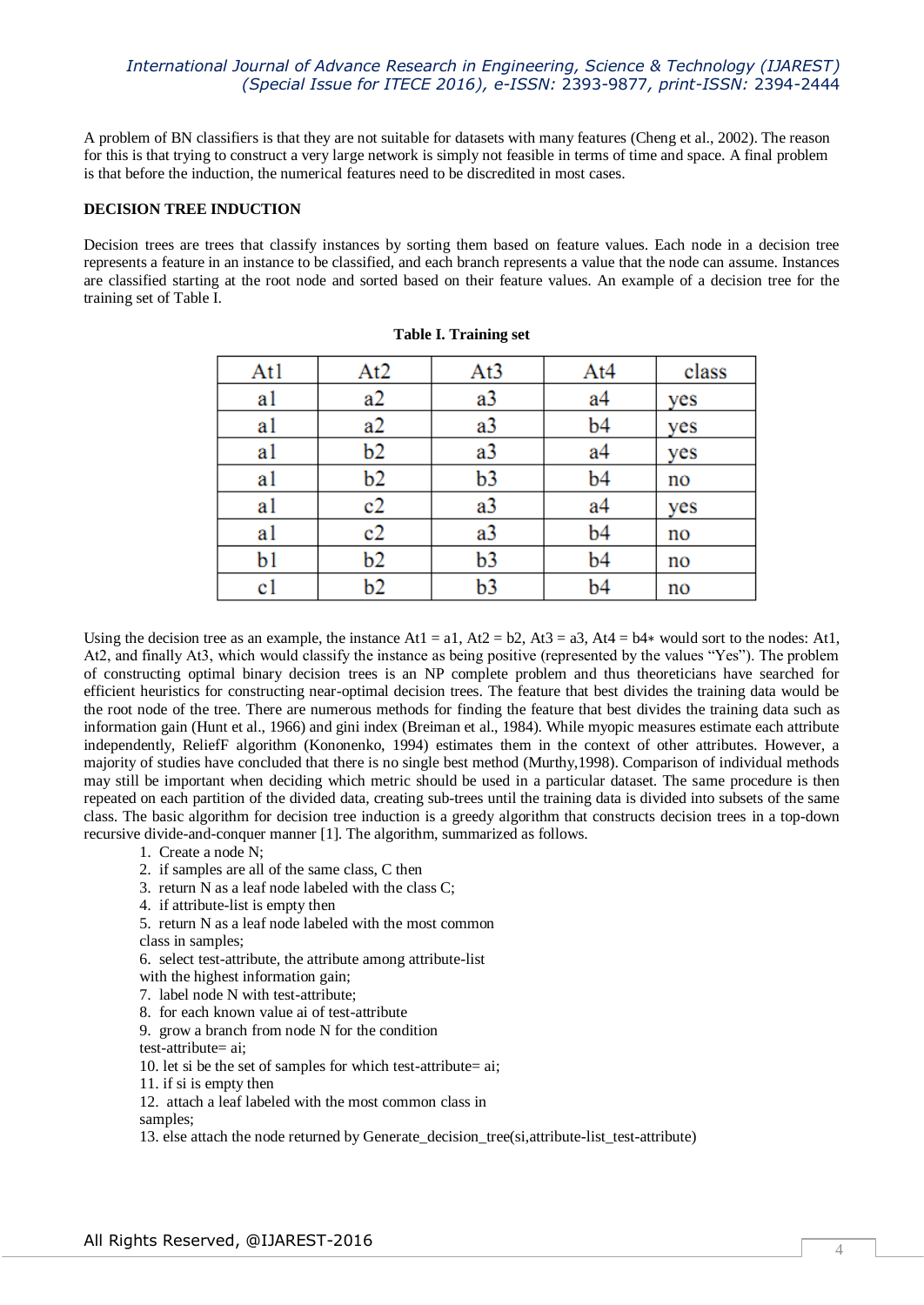A problem of BN classifiers is that they are not suitable for datasets with many features (Cheng et al., 2002). The reason for this is that trying to construct a very large network is simply not feasible in terms of time and space. A final problem is that before the induction, the numerical features need to be discredited in most cases.

## DECISION TREE INDUCTION

Decision trees are trees that classify instances by sorting them based on feature values. Each node in a decision tree represents a feature in an instance to be classified, and each branch represents a value that the node can assume. Instances are classified starting at the root node and sorted based on their feature values. An example of a decision tree for the training set of Table I.

**Table I. Training set**

| At1 | At2 | At3 | At4 | class |
|---|---|---|---|---|
| a1 | a2 | a3 | a4 | yes |
| a1 | a2 | a3 | b4 | yes |
| a1 | b2 | a3 | a4 | yes |
| a1 | b2 | b3 | b4 | no |
| a1 | c2 | a3 | a4 | yes |
| a1 | c2 | a3 | b4 | no |
| b1 | b2 | b3 | b4 | no |
| c1 | b2 | b3 | b4 | no |

Using the decision tree as an example, the instance At1 = a1, At2 = b2, At3 = a3, At4 = b4∗ would sort to the nodes: At1, At2, and finally At3, which would classify the instance as being positive (represented by the values "Yes"). The problem of constructing optimal binary decision trees is an NP complete problem and thus theoreticians have searched for efficient heuristics for constructing near-optimal decision trees. The feature that best divides the training data would be the root node of the tree. There are numerous methods for finding the feature that best divides the training data such as information gain (Hunt et al., 1966) and gini index (Breiman et al., 1984). While myopic measures estimate each attribute independently, ReliefF algorithm (Kononenko, 1994) estimates them in the context of other attributes. However, a majority of studies have concluded that there is no single best method (Murthy,1998). Comparison of individual methods may still be important when deciding which metric should be used in a particular dataset. The same procedure is then repeated on each partition of the divided data, creating sub-trees until the training data is divided into subsets of the same class. The basic algorithm for decision tree induction is a greedy algorithm that constructs decision trees in a top-down recursive divide-and-conquer manner [1]. The algorithm, summarized as follows.

1. Create a node N;
2. if samples are all of the same class, C then
3. return N as a leaf node labeled with the class C;
4. if attribute-list is empty then
5. return N as a leaf node labeled with the most common class in samples;
6. select test-attribute, the attribute among attribute-list with the highest information gain;
7. label node N with test-attribute;
8. for each known value ai of test-attribute
9. grow a branch from node N for the condition test-attribute= ai;
10. let si be the set of samples for which test-attribute= ai;
11. if si is empty then
12. attach a leaf labeled with the most common class in samples;
13. else attach the node returned by Generate_decision_tree(si,attribute-list_test-attribute)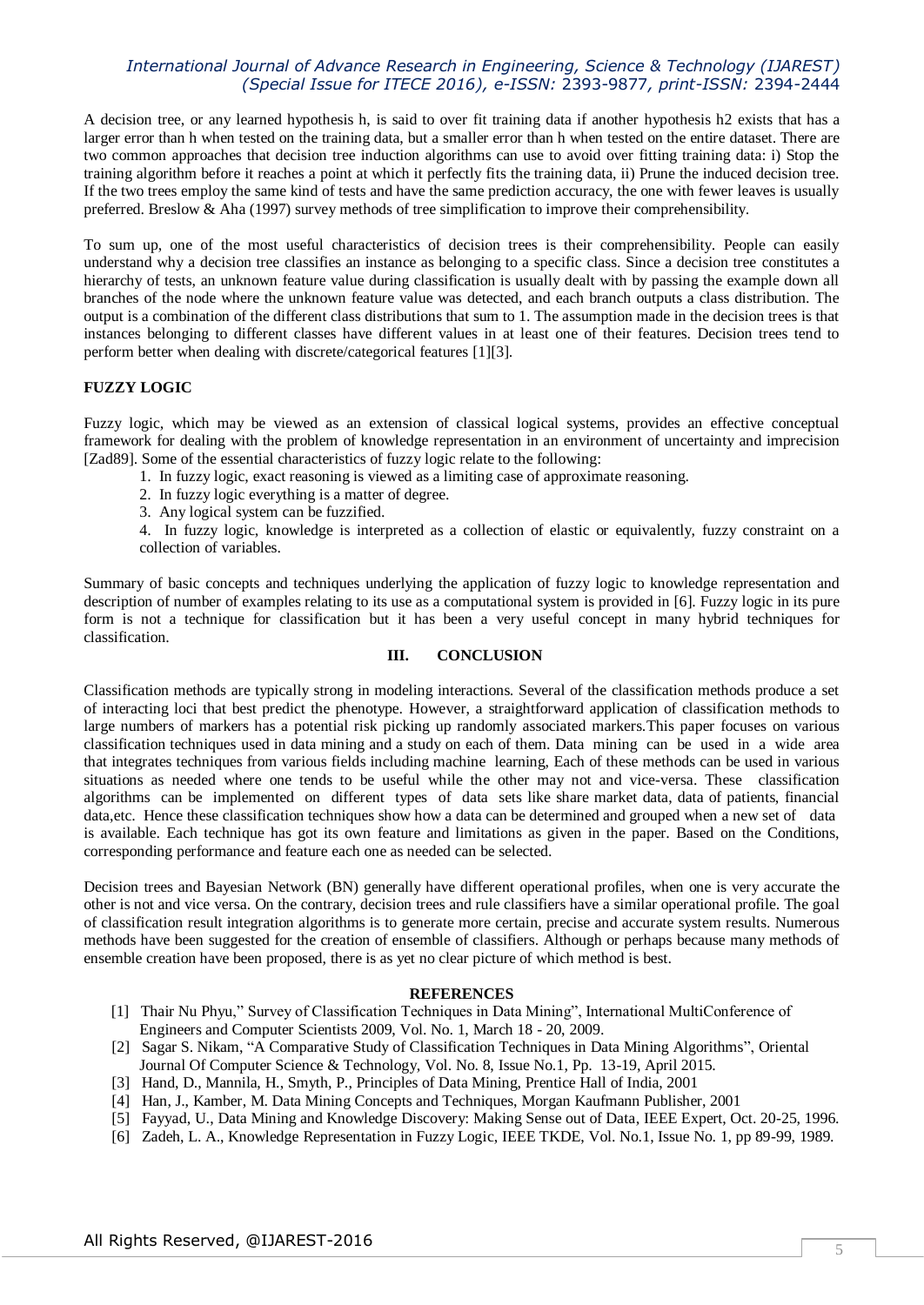A decision tree, or any learned hypothesis h, is said to over fit training data if another hypothesis h2 exists that has a larger error than h when tested on the training data, but a smaller error than h when tested on the entire dataset. There are two common approaches that decision tree induction algorithms can use to avoid over fitting training data: i) Stop the training algorithm before it reaches a point at which it perfectly fits the training data, ii) Prune the induced decision tree. If the two trees employ the same kind of tests and have the same prediction accuracy, the one with fewer leaves is usually preferred. Breslow & Aha (1997) survey methods of tree simplification to improve their comprehensibility.

To sum up, one of the most useful characteristics of decision trees is their comprehensibility. People can easily understand why a decision tree classifies an instance as belonging to a specific class. Since a decision tree constitutes a hierarchy of tests, an unknown feature value during classification is usually dealt with by passing the example down all branches of the node where the unknown feature value was detected, and each branch outputs a class distribution. The output is a combination of the different class distributions that sum to 1. The assumption made in the decision trees is that instances belonging to different classes have different values in at least one of their features. Decision trees tend to perform better when dealing with discrete/categorical features [1][3].

**FUZZY LOGIC**

Fuzzy logic, which may be viewed as an extension of classical logical systems, provides an effective conceptual framework for dealing with the problem of knowledge representation in an environment of uncertainty and imprecision [Zad89]. Some of the essential characteristics of fuzzy logic relate to the following:

1. In fuzzy logic, exact reasoning is viewed as a limiting case of approximate reasoning.
2. In fuzzy logic everything is a matter of degree.
3. Any logical system can be fuzzified.
4. In fuzzy logic, knowledge is interpreted as a collection of elastic or equivalently, fuzzy constraint on a collection of variables.

Summary of basic concepts and techniques underlying the application of fuzzy logic to knowledge representation and description of number of examples relating to its use as a computational system is provided in [6]. Fuzzy logic in its pure form is not a technique for classification but it has been a very useful concept in many hybrid techniques for classification.

## III. CONCLUSION

Classification methods are typically strong in modeling interactions. Several of the classification methods produce a set of interacting loci that best predict the phenotype. However, a straightforward application of classification methods to large numbers of markers has a potential risk picking up randomly associated markers.This paper focuses on various classification techniques used in data mining and a study on each of them. Data mining can be used in a wide area that integrates techniques from various fields including machine learning, Each of these methods can be used in various situations as needed where one tends to be useful while the other may not and vice-versa. These classification algorithms can be implemented on different types of data sets like share market data, data of patients, financial data,etc. Hence these classification techniques show how a data can be determined and grouped when a new set of data is available. Each technique has got its own feature and limitations as given in the paper. Based on the Conditions, corresponding performance and feature each one as needed can be selected.

Decision trees and Bayesian Network (BN) generally have different operational profiles, when one is very accurate the other is not and vice versa. On the contrary, decision trees and rule classifiers have a similar operational profile. The goal of classification result integration algorithms is to generate more certain, precise and accurate system results. Numerous methods have been suggested for the creation of ensemble of classifiers. Although or perhaps because many methods of ensemble creation have been proposed, there is as yet no clear picture of which method is best.

## REFERENCES

[1] Thair Nu Phyu," Survey of Classification Techniques in Data Mining", International MultiConference of Engineers and Computer Scientists 2009, Vol. No. 1, March 18 - 20, 2009.

[2] Sagar S. Nikam, "A Comparative Study of Classification Techniques in Data Mining Algorithms", Oriental Journal Of Computer Science & Technology, Vol. No. 8, Issue No.1, Pp. 13-19, April 2015.

[3] Hand, D., Mannila, H., Smyth, P., Principles of Data Mining, Prentice Hall of India, 2001

[4] Han, J., Kamber, M. Data Mining Concepts and Techniques, Morgan Kaufmann Publisher, 2001

[5] Fayyad, U., Data Mining and Knowledge Discovery: Making Sense out of Data, IEEE Expert, Oct. 20-25, 1996.

[6] Zadeh, L. A., Knowledge Representation in Fuzzy Logic, IEEE TKDE, Vol. No.1, Issue No. 1, pp 89-99, 1989.